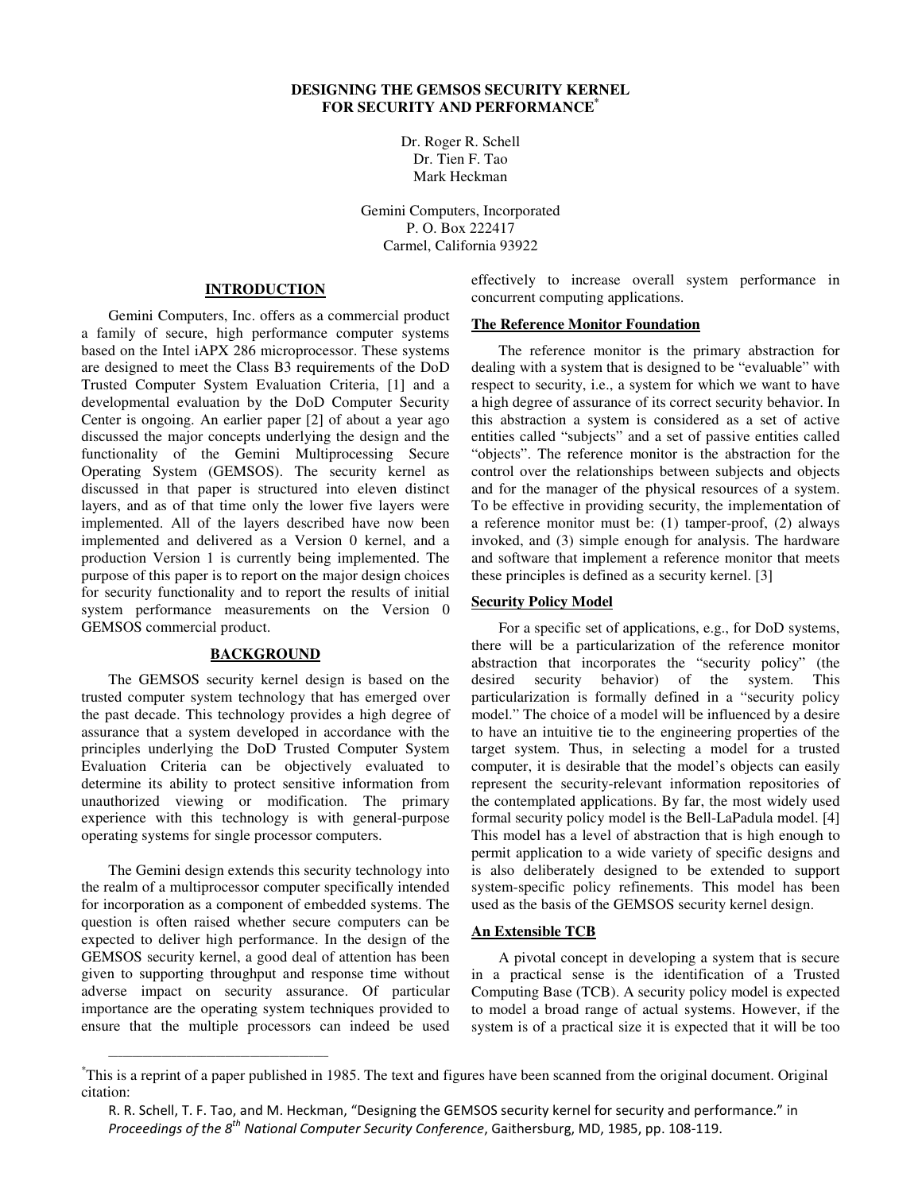# DESIGNING THE GEMSOS SECURITY KERNEL FOR SECURITY AND PERFORMANCE*

Dr. Roger R. Schell
Dr. Tien F. Tao
Mark Heckman

Gemini Computers, Incorporated
P. O. Box 222417
Carmel, California 93922

## INTRODUCTION

Gemini Computers, Inc. offers as a commercial product a family of secure, high performance computer systems based on the Intel iAPX 286 microprocessor. These systems are designed to meet the Class B3 requirements of the DoD Trusted Computer System Evaluation Criteria, [1] and a developmental evaluation by the DoD Computer Security Center is ongoing. An earlier paper [2] of about a year ago discussed the major concepts underlying the design and the functionality of the Gemini Multiprocessing Secure Operating System (GEMSOS). The security kernel as discussed in that paper is structured into eleven distinct layers, and as of that time only the lower five layers were implemented. All of the layers described have now been implemented and delivered as a Version 0 kernel, and a production Version 1 is currently being implemented. The purpose of this paper is to report on the major design choices for security functionality and to report the results of initial system performance measurements on the Version 0 GEMSOS commercial product.

## BACKGROUND

The GEMSOS security kernel design is based on the trusted computer system technology that has emerged over the past decade. This technology provides a high degree of assurance that a system developed in accordance with the principles underlying the DoD Trusted Computer System Evaluation Criteria can be objectively evaluated to determine its ability to protect sensitive information from unauthorized viewing or modification. The primary experience with this technology is with general-purpose operating systems for single processor computers.

The Gemini design extends this security technology into the realm of a multiprocessor computer specifically intended for incorporation as a component of embedded systems. The question is often raised whether secure computers can be expected to deliver high performance. In the design of the GEMSOS security kernel, a good deal of attention has been given to supporting throughput and response time without adverse impact on security assurance. Of particular importance are the operating system techniques provided to ensure that the multiple processors can indeed be used effectively to increase overall system performance in concurrent computing applications.

### The Reference Monitor Foundation

The reference monitor is the primary abstraction for dealing with a system that is designed to be "evaluable" with respect to security, i.e., a system for which we want to have a high degree of assurance of its correct security behavior. In this abstraction a system is considered as a set of active entities called "subjects" and a set of passive entities called "objects". The reference monitor is the abstraction for the control over the relationships between subjects and objects and for the manager of the physical resources of a system. To be effective in providing security, the implementation of a reference monitor must be: (1) tamper-proof, (2) always invoked, and (3) simple enough for analysis. The hardware and software that implement a reference monitor that meets these principles is defined as a security kernel. [3]

### Security Policy Model

For a specific set of applications, e.g., for DoD systems, there will be a particularization of the reference monitor abstraction that incorporates the "security policy" (the desired security behavior) of the system. This particularization is formally defined in a "security policy model." The choice of a model will be influenced by a desire to have an intuitive tie to the engineering properties of the target system. Thus, in selecting a model for a trusted computer, it is desirable that the model's objects can easily represent the security-relevant information repositories of the contemplated applications. By far, the most widely used formal security policy model is the Bell-LaPadula model. [4] This model has a level of abstraction that is high enough to permit application to a wide variety of specific designs and is also deliberately designed to be extended to support system-specific policy refinements. This model has been used as the basis of the GEMSOS security kernel design.

### An Extensible TCB

A pivotal concept in developing a system that is secure in a practical sense is the identification of a Trusted Computing Base (TCB). A security policy model is expected to model a broad range of actual systems. However, if the system is of a practical size it is expected that it will be too

---

*This is a reprint of a paper published in 1985. The text and figures have been scanned from the original document. Original citation:

R. R. Schell, T. F. Tao, and M. Heckman, "Designing the GEMSOS security kernel for security and performance." in *Proceedings of the 8th National Computer Security Conference*, Gaithersburg, MD, 1985, pp. 108-119.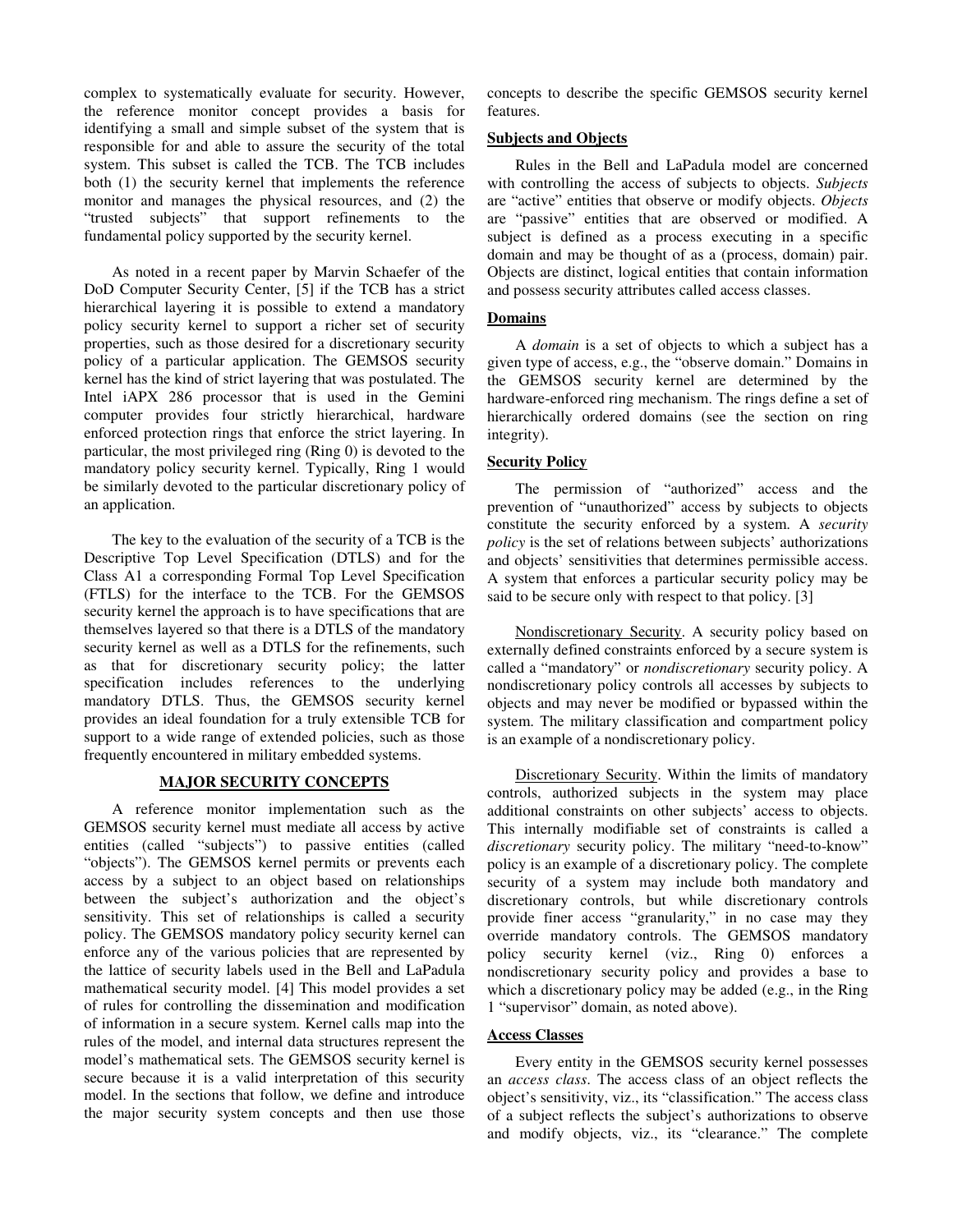complex to systematically evaluate for security. However, the reference monitor concept provides a basis for identifying a small and simple subset of the system that is responsible for and able to assure the security of the total system. This subset is called the TCB. The TCB includes both (1) the security kernel that implements the reference monitor and manages the physical resources, and (2) the "trusted subjects" that support refinements to the fundamental policy supported by the security kernel.

As noted in a recent paper by Marvin Schaefer of the DoD Computer Security Center, [5] if the TCB has a strict hierarchical layering it is possible to extend a mandatory policy security kernel to support a richer set of security properties, such as those desired for a discretionary security policy of a particular application. The GEMSOS security kernel has the kind of strict layering that was postulated. The Intel iAPX 286 processor that is used in the Gemini computer provides four strictly hierarchical, hardware enforced protection rings that enforce the strict layering. In particular, the most privileged ring (Ring 0) is devoted to the mandatory policy security kernel. Typically, Ring 1 would be similarly devoted to the particular discretionary policy of an application.

The key to the evaluation of the security of a TCB is the Descriptive Top Level Specification (DTLS) and for the Class A1 a corresponding Formal Top Level Specification (FTLS) for the interface to the TCB. For the GEMSOS security kernel the approach is to have specifications that are themselves layered so that there is a DTLS of the mandatory security kernel as well as a DTLS for the refinements, such as that for discretionary security policy; the latter specification includes references to the underlying mandatory DTLS. Thus, the GEMSOS security kernel provides an ideal foundation for a truly extensible TCB for support to a wide range of extended policies, such as those frequently encountered in military embedded systems.

## MAJOR SECURITY CONCEPTS

A reference monitor implementation such as the GEMSOS security kernel must mediate all access by active entities (called "subjects") to passive entities (called "objects"). The GEMSOS kernel permits or prevents each access by a subject to an object based on relationships between the subject's authorization and the object's sensitivity. This set of relationships is called a security policy. The GEMSOS mandatory policy security kernel can enforce any of the various policies that are represented by the lattice of security labels used in the Bell and LaPadula mathematical security model. [4] This model provides a set of rules for controlling the dissemination and modification of information in a secure system. Kernel calls map into the rules of the model, and internal data structures represent the model's mathematical sets. The GEMSOS security kernel is secure because it is a valid interpretation of this security model. In the sections that follow, we define and introduce the major security system concepts and then use those concepts to describe the specific GEMSOS security kernel features.

### Subjects and Objects

Rules in the Bell and LaPadula model are concerned with controlling the access of subjects to objects. *Subjects* are "active" entities that observe or modify objects. *Objects* are "passive" entities that are observed or modified. A subject is defined as a process executing in a specific domain and may be thought of as a (process, domain) pair. Objects are distinct, logical entities that contain information and possess security attributes called access classes.

### Domains

A *domain* is a set of objects to which a subject has a given type of access, e.g., the "observe domain." Domains in the GEMSOS security kernel are determined by the hardware-enforced ring mechanism. The rings define a set of hierarchically ordered domains (see the section on ring integrity).

### Security Policy

The permission of "authorized" access and the prevention of "unauthorized" access by subjects to objects constitute the security enforced by a system. A *security policy* is the set of relations between subjects' authorizations and objects' sensitivities that determines permissible access. A system that enforces a particular security policy may be said to be secure only with respect to that policy. [3]

Nondiscretionary Security. A security policy based on externally defined constraints enforced by a secure system is called a "mandatory" or *nondiscretionary* security policy. A nondiscretionary policy controls all accesses by subjects to objects and may never be modified or bypassed within the system. The military classification and compartment policy is an example of a nondiscretionary policy.

Discretionary Security. Within the limits of mandatory controls, authorized subjects in the system may place additional constraints on other subjects' access to objects. This internally modifiable set of constraints is called a *discretionary* security policy. The military "need-to-know" policy is an example of a discretionary policy. The complete security of a system may include both mandatory and discretionary controls, but while discretionary controls provide finer access "granularity," in no case may they override mandatory controls. The GEMSOS mandatory policy security kernel (viz., Ring 0) enforces a nondiscretionary security policy and provides a base to which a discretionary policy may be added (e.g., in the Ring 1 "supervisor" domain, as noted above).

### Access Classes

Every entity in the GEMSOS security kernel possesses an *access class*. The access class of an object reflects the object's sensitivity, viz., its "classification." The access class of a subject reflects the subject's authorizations to observe and modify objects, viz., its "clearance." The complete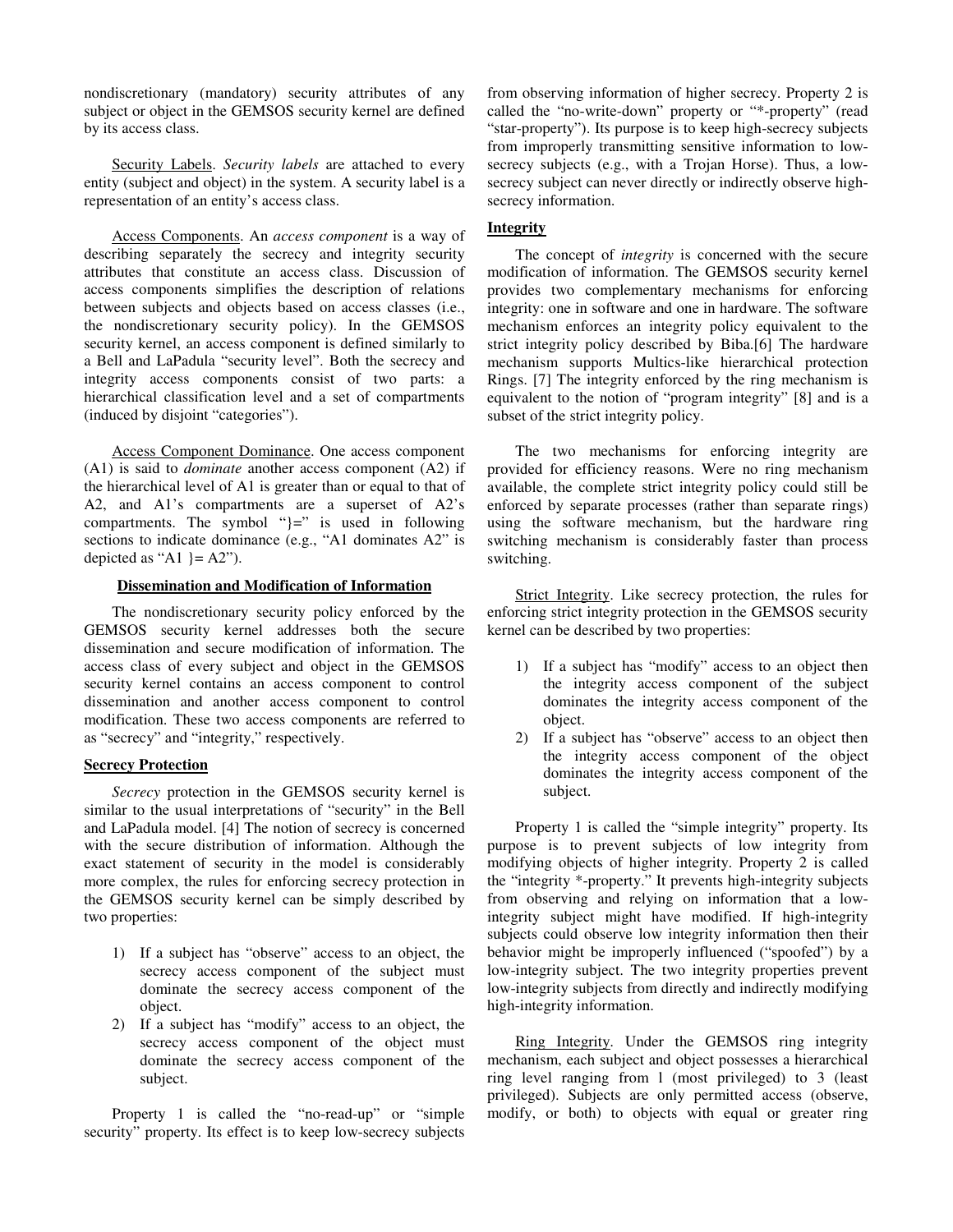nondiscretionary (mandatory) security attributes of any subject or object in the GEMSOS security kernel are defined by its access class.

Security Labels. *Security labels* are attached to every entity (subject and object) in the system. A security label is a representation of an entity's access class.

Access Components. An *access component* is a way of describing separately the secrecy and integrity security attributes that constitute an access class. Discussion of access components simplifies the description of relations between subjects and objects based on access classes (i.e., the nondiscretionary security policy). In the GEMSOS security kernel, an access component is defined similarly to a Bell and LaPadula "security level". Both the secrecy and integrity access components consist of two parts: a hierarchical classification level and a set of compartments (induced by disjoint "categories").

Access Component Dominance. One access component (A1) is said to *dominate* another access component (A2) if the hierarchical level of A1 is greater than or equal to that of A2, and A1's compartments are a superset of A2's compartments. The symbol "}=" is used in following sections to indicate dominance (e.g., "A1 dominates A2" is depicted as "A1 }= A2").

## Dissemination and Modification of Information

The nondiscretionary security policy enforced by the GEMSOS security kernel addresses both the secure dissemination and secure modification of information. The access class of every subject and object in the GEMSOS security kernel contains an access component to control dissemination and another access component to control modification. These two access components are referred to as "secrecy" and "integrity," respectively.

### Secrecy Protection

*Secrecy* protection in the GEMSOS security kernel is similar to the usual interpretations of "security" in the Bell and LaPadula model. [4] The notion of secrecy is concerned with the secure distribution of information. Although the exact statement of security in the model is considerably more complex, the rules for enforcing secrecy protection in the GEMSOS security kernel can be simply described by two properties:

1) If a subject has "observe" access to an object, the secrecy access component of the subject must dominate the secrecy access component of the object.
2) If a subject has "modify" access to an object, the secrecy access component of the object must dominate the secrecy access component of the subject.

Property 1 is called the "no-read-up" or "simple security" property. Its effect is to keep low-secrecy subjects from observing information of higher secrecy. Property 2 is called the "no-write-down" property or "*-property" (read "star-property"). Its purpose is to keep high-secrecy subjects from improperly transmitting sensitive information to low-secrecy subjects (e.g., with a Trojan Horse). Thus, a low-secrecy subject can never directly or indirectly observe high-secrecy information.

### Integrity

The concept of *integrity* is concerned with the secure modification of information. The GEMSOS security kernel provides two complementary mechanisms for enforcing integrity: one in software and one in hardware. The software mechanism enforces an integrity policy equivalent to the strict integrity policy described by Biba.[6] The hardware mechanism supports Multics-like hierarchical protection Rings. [7] The integrity enforced by the ring mechanism is equivalent to the notion of "program integrity" [8] and is a subset of the strict integrity policy.

The two mechanisms for enforcing integrity are provided for efficiency reasons. Were no ring mechanism available, the complete strict integrity policy could still be enforced by separate processes (rather than separate rings) using the software mechanism, but the hardware ring switching mechanism is considerably faster than process switching.

Strict Integrity. Like secrecy protection, the rules for enforcing strict integrity protection in the GEMSOS security kernel can be described by two properties:

1) If a subject has "modify" access to an object then the integrity access component of the subject dominates the integrity access component of the object.
2) If a subject has "observe" access to an object then the integrity access component of the object dominates the integrity access component of the subject.

Property 1 is called the "simple integrity" property. Its purpose is to prevent subjects of low integrity from modifying objects of higher integrity. Property 2 is called the "integrity *-property." It prevents high-integrity subjects from observing and relying on information that a low-integrity subject might have modified. If high-integrity subjects could observe low integrity information then their behavior might be improperly influenced ("spoofed") by a low-integrity subject. The two integrity properties prevent low-integrity subjects from directly and indirectly modifying high-integrity information.

Ring Integrity. Under the GEMSOS ring integrity mechanism, each subject and object possesses a hierarchical ring level ranging from 1 (most privileged) to 3 (least privileged). Subjects are only permitted access (observe, modify, or both) to objects with equal or greater ring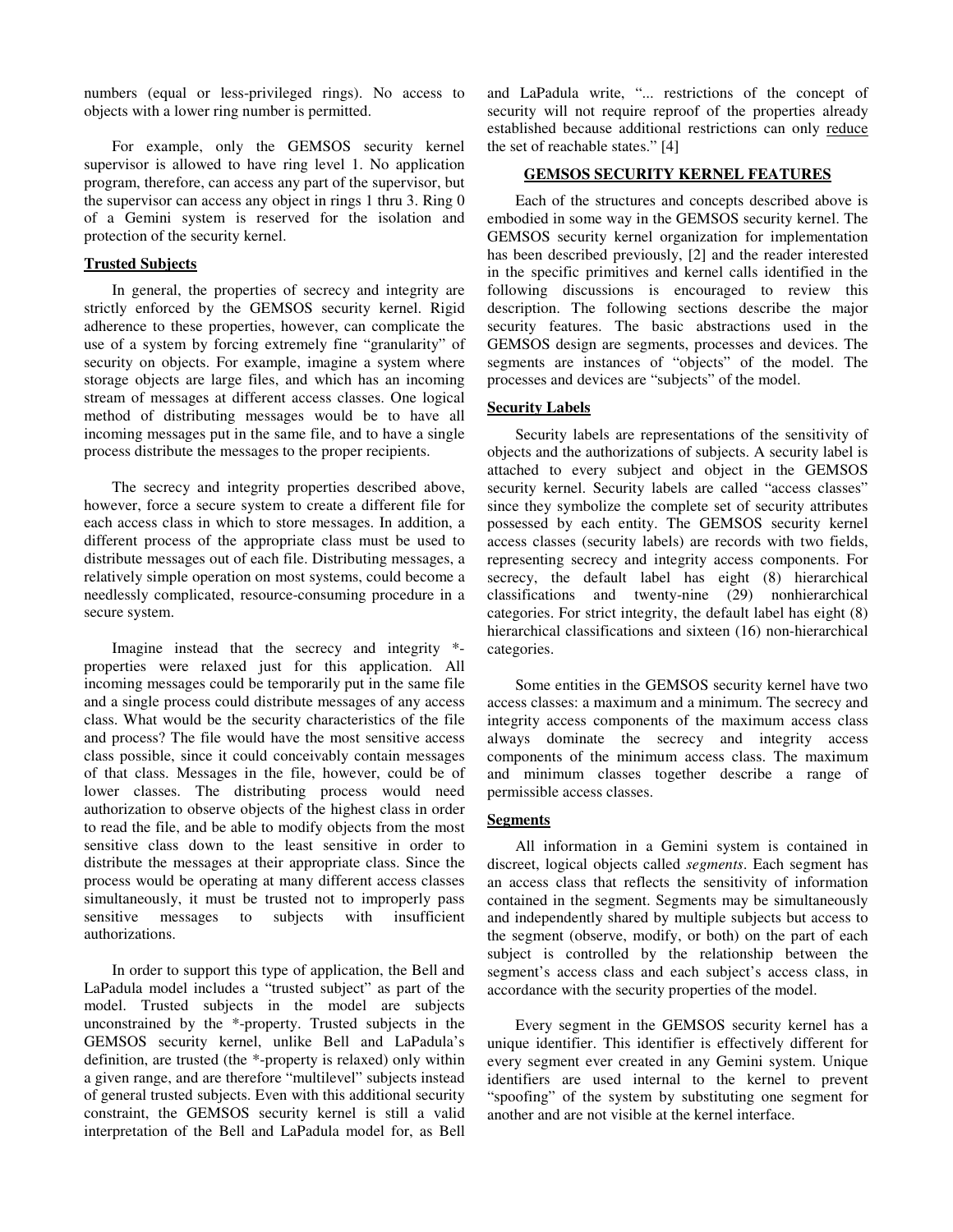numbers (equal or less-privileged rings). No access to objects with a lower ring number is permitted.

For example, only the GEMSOS security kernel supervisor is allowed to have ring level 1. No application program, therefore, can access any part of the supervisor, but the supervisor can access any object in rings 1 thru 3. Ring 0 of a Gemini system is reserved for the isolation and protection of the security kernel.

### Trusted Subjects

In general, the properties of secrecy and integrity are strictly enforced by the GEMSOS security kernel. Rigid adherence to these properties, however, can complicate the use of a system by forcing extremely fine "granularity" of security on objects. For example, imagine a system where storage objects are large files, and which has an incoming stream of messages at different access classes. One logical method of distributing messages would be to have all incoming messages put in the same file, and to have a single process distribute the messages to the proper recipients.

The secrecy and integrity properties described above, however, force a secure system to create a different file for each access class in which to store messages. In addition, a different process of the appropriate class must be used to distribute messages out of each file. Distributing messages, a relatively simple operation on most systems, could become a needlessly complicated, resource-consuming procedure in a secure system.

Imagine instead that the secrecy and integrity *-properties were relaxed just for this application. All incoming messages could be temporarily put in the same file and a single process could distribute messages of any access class. What would be the security characteristics of the file and process? The file would have the most sensitive access class possible, since it could conceivably contain messages of that class. Messages in the file, however, could be of lower classes. The distributing process would need authorization to observe objects of the highest class in order to read the file, and be able to modify objects from the most sensitive class down to the least sensitive in order to distribute the messages at their appropriate class. Since the process would be operating at many different access classes simultaneously, it must be trusted not to improperly pass sensitive messages to subjects with insufficient authorizations.

In order to support this type of application, the Bell and LaPadula model includes a "trusted subject" as part of the model. Trusted subjects in the model are subjects unconstrained by the *-property. Trusted subjects in the GEMSOS security kernel, unlike Bell and LaPadula's definition, are trusted (the *-property is relaxed) only within a given range, and are therefore "multilevel" subjects instead of general trusted subjects. Even with this additional security constraint, the GEMSOS security kernel is still a valid interpretation of the Bell and LaPadula model for, as Bell and LaPadula write, "... restrictions of the concept of security will not require reproof of the properties already established because additional restrictions can only reduce the set of reachable states." [4]

## GEMSOS SECURITY KERNEL FEATURES

Each of the structures and concepts described above is embodied in some way in the GEMSOS security kernel. The GEMSOS security kernel organization for implementation has been described previously, [2] and the reader interested in the specific primitives and kernel calls identified in the following discussions is encouraged to review this description. The following sections describe the major security features. The basic abstractions used in the GEMSOS design are segments, processes and devices. The segments are instances of "objects" of the model. The processes and devices are "subjects" of the model.

### Security Labels

Security labels are representations of the sensitivity of objects and the authorizations of subjects. A security label is attached to every subject and object in the GEMSOS security kernel. Security labels are called "access classes" since they symbolize the complete set of security attributes possessed by each entity. The GEMSOS security kernel access classes (security labels) are records with two fields, representing secrecy and integrity access components. For secrecy, the default label has eight (8) hierarchical classifications and twenty-nine (29) nonhierarchical categories. For strict integrity, the default label has eight (8) hierarchical classifications and sixteen (16) non-hierarchical categories.

Some entities in the GEMSOS security kernel have two access classes: a maximum and a minimum. The secrecy and integrity access components of the maximum access class always dominate the secrecy and integrity access components of the minimum access class. The maximum and minimum classes together describe a range of permissible access classes.

### Segments

All information in a Gemini system is contained in discreet, logical objects called *segments*. Each segment has an access class that reflects the sensitivity of information contained in the segment. Segments may be simultaneously and independently shared by multiple subjects but access to the segment (observe, modify, or both) on the part of each subject is controlled by the relationship between the segment's access class and each subject's access class, in accordance with the security properties of the model.

Every segment in the GEMSOS security kernel has a unique identifier. This identifier is effectively different for every segment ever created in any Gemini system. Unique identifiers are used internal to the kernel to prevent "spoofing" of the system by substituting one segment for another and are not visible at the kernel interface.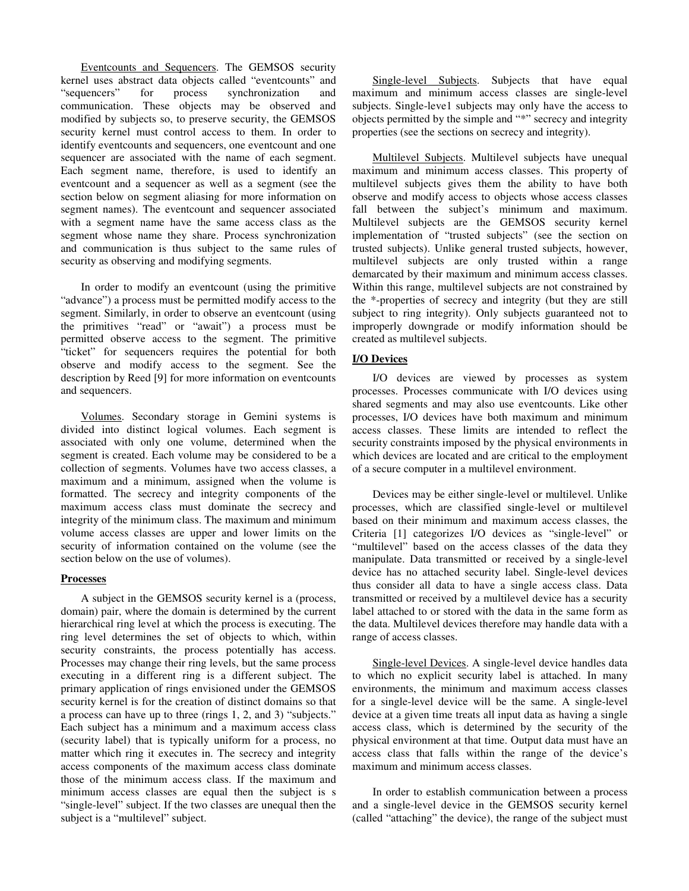Eventcounts and Sequencers. The GEMSOS security kernel uses abstract data objects called "eventcounts" and "sequencers" for process synchronization and communication. These objects may be observed and modified by subjects so, to preserve security, the GEMSOS security kernel must control access to them. In order to identify eventcounts and sequencers, one eventcount and one sequencer are associated with the name of each segment. Each segment name, therefore, is used to identify an eventcount and a sequencer as well as a segment (see the section below on segment aliasing for more information on segment names). The eventcount and sequencer associated with a segment name have the same access class as the segment whose name they share. Process synchronization and communication is thus subject to the same rules of security as observing and modifying segments.

In order to modify an eventcount (using the primitive "advance") a process must be permitted modify access to the segment. Similarly, in order to observe an eventcount (using the primitives "read" or "await") a process must be permitted observe access to the segment. The primitive "ticket" for sequencers requires the potential for both observe and modify access to the segment. See the description by Reed [9] for more information on eventcounts and sequencers.

Volumes. Secondary storage in Gemini systems is divided into distinct logical volumes. Each segment is associated with only one volume, determined when the segment is created. Each volume may be considered to be a collection of segments. Volumes have two access classes, a maximum and a minimum, assigned when the volume is formatted. The secrecy and integrity components of the maximum access class must dominate the secrecy and integrity of the minimum class. The maximum and minimum volume access classes are upper and lower limits on the security of information contained on the volume (see the section below on the use of volumes).

**Processes**

A subject in the GEMSOS security kernel is a (process, domain) pair, where the domain is determined by the current hierarchical ring level at which the process is executing. The ring level determines the set of objects to which, within security constraints, the process potentially has access. Processes may change their ring levels, but the same process executing in a different ring is a different subject. The primary application of rings envisioned under the GEMSOS security kernel is for the creation of distinct domains so that a process can have up to three (rings 1, 2, and 3) "subjects." Each subject has a minimum and a maximum access class (security label) that is typically uniform for a process, no matter which ring it executes in. The secrecy and integrity access components of the maximum access class dominate those of the minimum access class. If the maximum and minimum access classes are equal then the subject is s "single-level" subject. If the two classes are unequal then the subject is a "multilevel" subject.

Single-level Subjects. Subjects that have equal maximum and minimum access classes are single-level subjects. Single-leve1 subjects may only have the access to objects permitted by the simple and "*" secrecy and integrity properties (see the sections on secrecy and integrity).

Multilevel Subjects. Multilevel subjects have unequal maximum and minimum access classes. This property of multilevel subjects gives them the ability to have both observe and modify access to objects whose access classes fall between the subject's minimum and maximum. Multilevel subjects are the GEMSOS security kernel implementation of "trusted subjects" (see the section on trusted subjects). Unlike general trusted subjects, however, multilevel subjects are only trusted within a range demarcated by their maximum and minimum access classes. Within this range, multilevel subjects are not constrained by the *-properties of secrecy and integrity (but they are still subject to ring integrity). Only subjects guaranteed not to improperly downgrade or modify information should be created as multilevel subjects.

**I/O Devices**

I/O devices are viewed by processes as system processes. Processes communicate with I/O devices using shared segments and may also use eventcounts. Like other processes, I/O devices have both maximum and minimum access classes. These limits are intended to reflect the security constraints imposed by the physical environments in which devices are located and are critical to the employment of a secure computer in a multilevel environment.

Devices may be either single-level or multilevel. Unlike processes, which are classified single-level or multilevel based on their minimum and maximum access classes, the Criteria [1] categorizes I/O devices as "single-level" or "multilevel" based on the access classes of the data they manipulate. Data transmitted or received by a single-level device has no attached security label. Single-level devices thus consider all data to have a single access class. Data transmitted or received by a multilevel device has a security label attached to or stored with the data in the same form as the data. Multilevel devices therefore may handle data with a range of access classes.

Single-level Devices. A single-level device handles data to which no explicit security label is attached. In many environments, the minimum and maximum access classes for a single-level device will be the same. A single-level device at a given time treats all input data as having a single access class, which is determined by the security of the physical environment at that time. Output data must have an access class that falls within the range of the device's maximum and minimum access classes.

In order to establish communication between a process and a single-level device in the GEMSOS security kernel (called "attaching" the device), the range of the subject must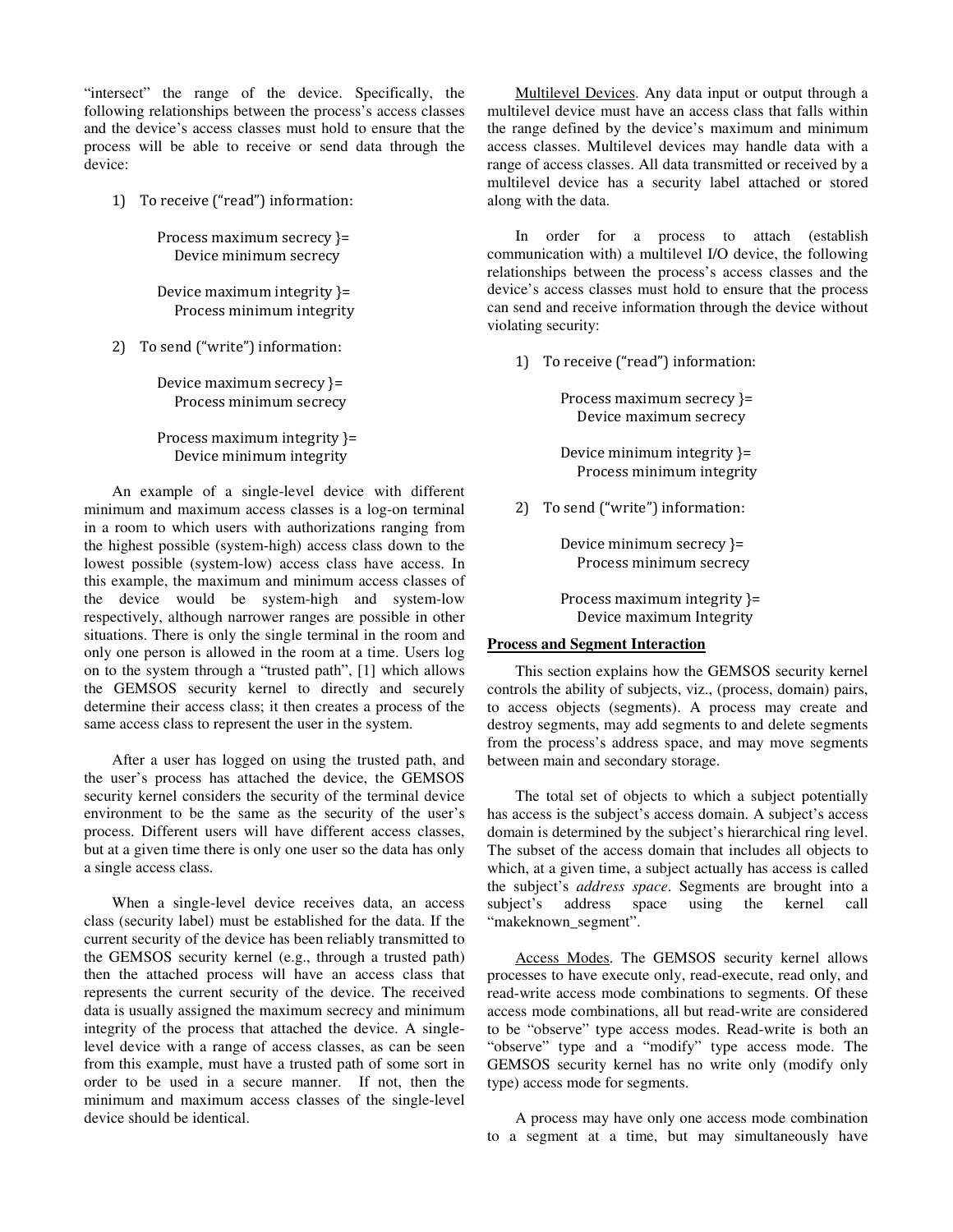"intersect" the range of the device. Specifically, the following relationships between the process's access classes and the device's access classes must hold to ensure that the process will be able to receive or send data through the device:

1) To receive ("read") information:

   Process maximum secrecy }= Device minimum secrecy

   Device maximum integrity }= Process minimum integrity

2) To send ("write") information:

   Device maximum secrecy }= Process minimum secrecy

   Process maximum integrity }= Device minimum integrity

An example of a single-level device with different minimum and maximum access classes is a log-on terminal in a room to which users with authorizations ranging from the highest possible (system-high) access class down to the lowest possible (system-low) access class have access. In this example, the maximum and minimum access classes of the device would be system-high and system-low respectively, although narrower ranges are possible in other situations. There is only the single terminal in the room and only one person is allowed in the room at a time. Users log on to the system through a "trusted path", [1] which allows the GEMSOS security kernel to directly and securely determine their access class; it then creates a process of the same access class to represent the user in the system.

After a user has logged on using the trusted path, and the user's process has attached the device, the GEMSOS security kernel considers the security of the terminal device environment to be the same as the security of the user's process. Different users will have different access classes, but at a given time there is only one user so the data has only a single access class.

When a single-level device receives data, an access class (security label) must be established for the data. If the current security of the device has been reliably transmitted to the GEMSOS security kernel (e.g., through a trusted path) then the attached process will have an access class that represents the current security of the device. The received data is usually assigned the maximum secrecy and minimum integrity of the process that attached the device. A single-level device with a range of access classes, as can be seen from this example, must have a trusted path of some sort in order to be used in a secure manner. If not, then the minimum and maximum access classes of the single-level device should be identical.

Multilevel Devices. Any data input or output through a multilevel device must have an access class that falls within the range defined by the device's maximum and minimum access classes. Multilevel devices may handle data with a range of access classes. All data transmitted or received by a multilevel device has a security label attached or stored along with the data.

In order for a process to attach (establish communication with) a multilevel I/O device, the following relationships between the process's access classes and the device's access classes must hold to ensure that the process can send and receive information through the device without violating security:

1) To receive ("read") information:

   Process maximum secrecy }= Device maximum secrecy

   Device minimum integrity }= Process minimum integrity

2) To send ("write") information:

   Device minimum secrecy }= Process minimum secrecy

   Process maximum integrity }= Device maximum Integrity

**Process and Segment Interaction**

This section explains how the GEMSOS security kernel controls the ability of subjects, viz., (process, domain) pairs, to access objects (segments). A process may create and destroy segments, may add segments to and delete segments from the process's address space, and may move segments between main and secondary storage.

The total set of objects to which a subject potentially has access is the subject's access domain. A subject's access domain is determined by the subject's hierarchical ring level. The subset of the access domain that includes all objects to which, at a given time, a subject actually has access is called the subject's *address space*. Segments are brought into a subject's address space using the kernel call "makeknown_segment".

Access Modes. The GEMSOS security kernel allows processes to have execute only, read-execute, read only, and read-write access mode combinations to segments. Of these access mode combinations, all but read-write are considered to be "observe" type access modes. Read-write is both an "observe" type and a "modify" type access mode. The GEMSOS security kernel has no write only (modify only type) access mode for segments.

A process may have only one access mode combination to a segment at a time, but may simultaneously have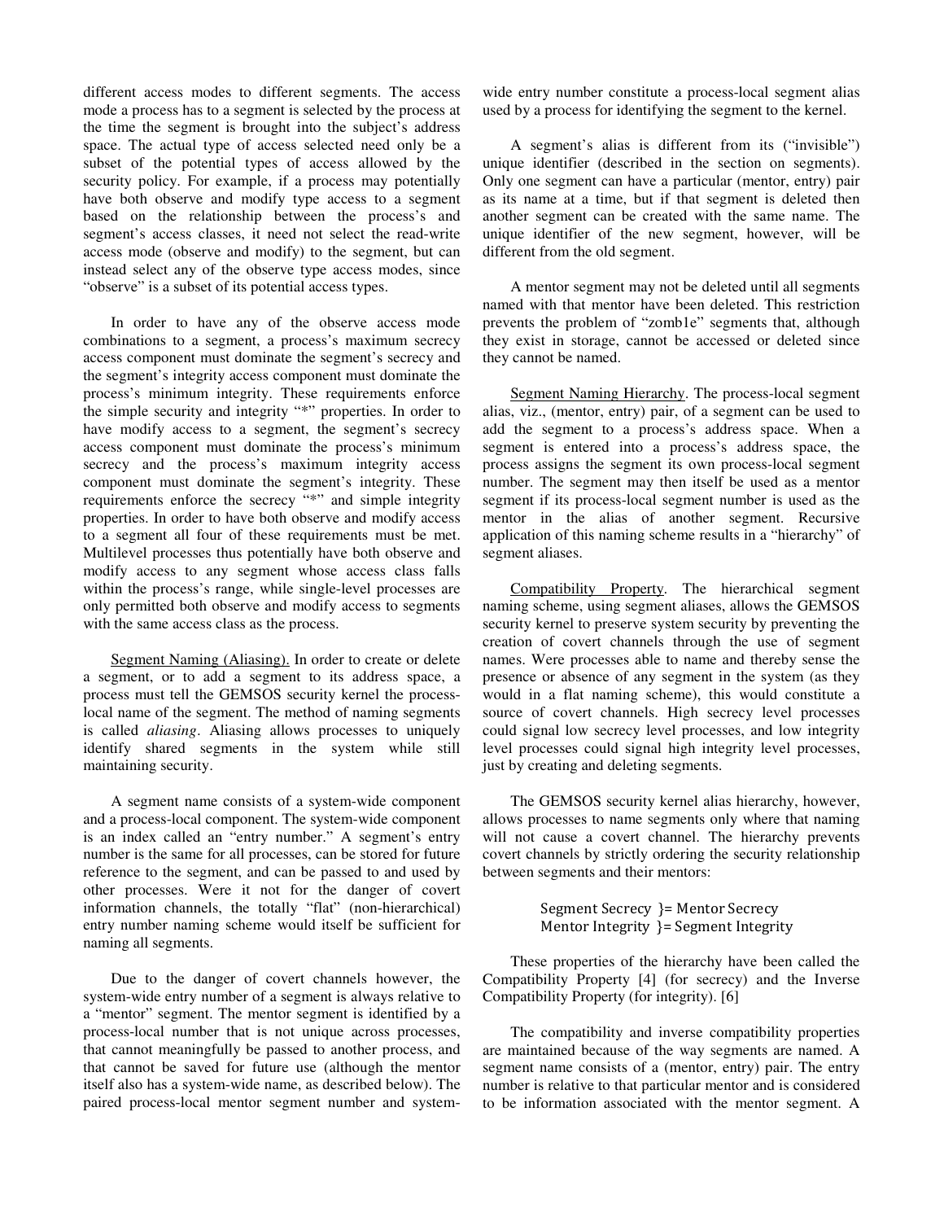different access modes to different segments. The access mode a process has to a segment is selected by the process at the time the segment is brought into the subject's address space. The actual type of access selected need only be a subset of the potential types of access allowed by the security policy. For example, if a process may potentially have both observe and modify type access to a segment based on the relationship between the process's and segment's access classes, it need not select the read-write access mode (observe and modify) to the segment, but can instead select any of the observe type access modes, since "observe" is a subset of its potential access types.

In order to have any of the observe access mode combinations to a segment, a process's maximum secrecy access component must dominate the segment's secrecy and the segment's integrity access component must dominate the process's minimum integrity. These requirements enforce the simple security and integrity "*" properties. In order to have modify access to a segment, the segment's secrecy access component must dominate the process's minimum secrecy and the process's maximum integrity access component must dominate the segment's integrity. These requirements enforce the secrecy "*" and simple integrity properties. In order to have both observe and modify access to a segment all four of these requirements must be met. Multilevel processes thus potentially have both observe and modify access to any segment whose access class falls within the process's range, while single-level processes are only permitted both observe and modify access to segments with the same access class as the process.

Segment Naming (Aliasing). In order to create or delete a segment, or to add a segment to its address space, a process must tell the GEMSOS security kernel the process-local name of the segment. The method of naming segments is called *aliasing*. Aliasing allows processes to uniquely identify shared segments in the system while still maintaining security.

A segment name consists of a system-wide component and a process-local component. The system-wide component is an index called an "entry number." A segment's entry number is the same for all processes, can be stored for future reference to the segment, and can be passed to and used by other processes. Were it not for the danger of covert information channels, the totally "flat" (non-hierarchical) entry number naming scheme would itself be sufficient for naming all segments.

Due to the danger of covert channels however, the system-wide entry number of a segment is always relative to a "mentor" segment. The mentor segment is identified by a process-local number that is not unique across processes, that cannot meaningfully be passed to another process, and that cannot be saved for future use (although the mentor itself also has a system-wide name, as described below). The paired process-local mentor segment number and system-wide entry number constitute a process-local segment alias used by a process for identifying the segment to the kernel.

A segment's alias is different from its ("invisible") unique identifier (described in the section on segments). Only one segment can have a particular (mentor, entry) pair as its name at a time, but if that segment is deleted then another segment can be created with the same name. The unique identifier of the new segment, however, will be different from the old segment.

A mentor segment may not be deleted until all segments named with that mentor have been deleted. This restriction prevents the problem of "zomb1e" segments that, although they exist in storage, cannot be accessed or deleted since they cannot be named.

Segment Naming Hierarchy. The process-local segment alias, viz., (mentor, entry) pair, of a segment can be used to add the segment to a process's address space. When a segment is entered into a process's address space, the process assigns the segment its own process-local segment number. The segment may then itself be used as a mentor segment if its process-local segment number is used as the mentor in the alias of another segment. Recursive application of this naming scheme results in a "hierarchy" of segment aliases.

Compatibility Property. The hierarchical segment naming scheme, using segment aliases, allows the GEMSOS security kernel to preserve system security by preventing the creation of covert channels through the use of segment names. Were processes able to name and thereby sense the presence or absence of any segment in the system (as they would in a flat naming scheme), this would constitute a source of covert channels. High secrecy level processes could signal low secrecy level processes, and low integrity level processes could signal high integrity level processes, just by creating and deleting segments.

The GEMSOS security kernel alias hierarchy, however, allows processes to name segments only where that naming will not cause a covert channel. The hierarchy prevents covert channels by strictly ordering the security relationship between segments and their mentors:

Segment Secrecy }= Mentor Secrecy
Mentor Integrity }= Segment Integrity

These properties of the hierarchy have been called the Compatibility Property [4] (for secrecy) and the Inverse Compatibility Property (for integrity). [6]

The compatibility and inverse compatibility properties are maintained because of the way segments are named. A segment name consists of a (mentor, entry) pair. The entry number is relative to that particular mentor and is considered to be information associated with the mentor segment. A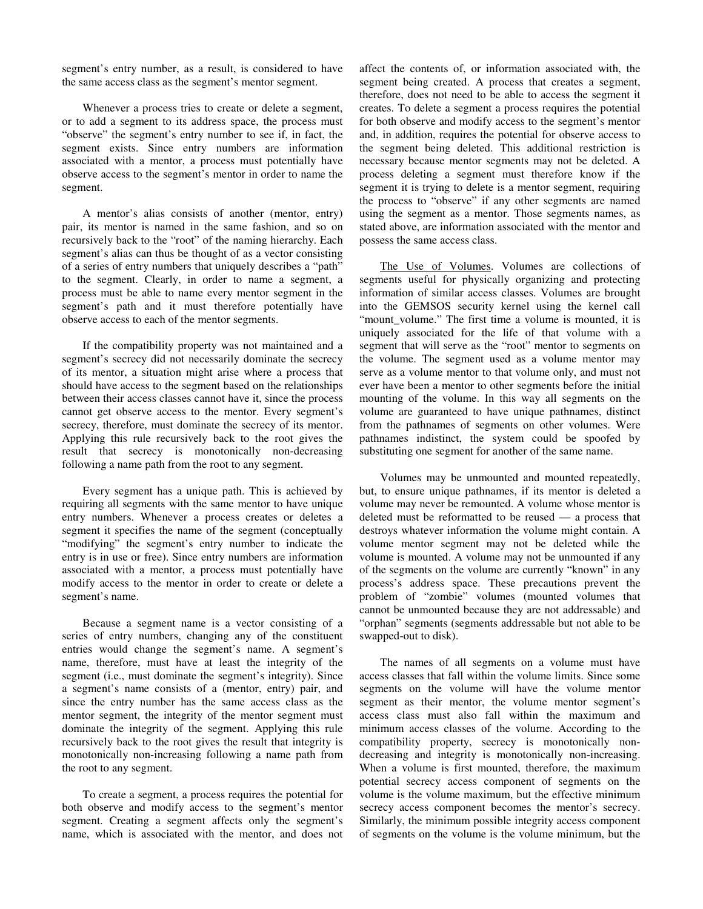segment's entry number, as a result, is considered to have the same access class as the segment's mentor segment.

Whenever a process tries to create or delete a segment, or to add a segment to its address space, the process must "observe" the segment's entry number to see if, in fact, the segment exists. Since entry numbers are information associated with a mentor, a process must potentially have observe access to the segment's mentor in order to name the segment.

A mentor's alias consists of another (mentor, entry) pair, its mentor is named in the same fashion, and so on recursively back to the "root" of the naming hierarchy. Each segment's alias can thus be thought of as a vector consisting of a series of entry numbers that uniquely describes a "path" to the segment. Clearly, in order to name a segment, a process must be able to name every mentor segment in the segment's path and it must therefore potentially have observe access to each of the mentor segments.

If the compatibility property was not maintained and a segment's secrecy did not necessarily dominate the secrecy of its mentor, a situation might arise where a process that should have access to the segment based on the relationships between their access classes cannot have it, since the process cannot get observe access to the mentor. Every segment's secrecy, therefore, must dominate the secrecy of its mentor. Applying this rule recursively back to the root gives the result that secrecy is monotonically non-decreasing following a name path from the root to any segment.

Every segment has a unique path. This is achieved by requiring all segments with the same mentor to have unique entry numbers. Whenever a process creates or deletes a segment it specifies the name of the segment (conceptually "modifying" the segment's entry number to indicate the entry is in use or free). Since entry numbers are information associated with a mentor, a process must potentially have modify access to the mentor in order to create or delete a segment's name.

Because a segment name is a vector consisting of a series of entry numbers, changing any of the constituent entries would change the segment's name. A segment's name, therefore, must have at least the integrity of the segment (i.e., must dominate the segment's integrity). Since a segment's name consists of a (mentor, entry) pair, and since the entry number has the same access class as the mentor segment, the integrity of the mentor segment must dominate the integrity of the segment. Applying this rule recursively back to the root gives the result that integrity is monotonically non-increasing following a name path from the root to any segment.

To create a segment, a process requires the potential for both observe and modify access to the segment's mentor segment. Creating a segment affects only the segment's name, which is associated with the mentor, and does not affect the contents of, or information associated with, the segment being created. A process that creates a segment, therefore, does not need to be able to access the segment it creates. To delete a segment a process requires the potential for both observe and modify access to the segment's mentor and, in addition, requires the potential for observe access to the segment being deleted. This additional restriction is necessary because mentor segments may not be deleted. A process deleting a segment must therefore know if the segment it is trying to delete is a mentor segment, requiring the process to "observe" if any other segments are named using the segment as a mentor. Those segments names, as stated above, are information associated with the mentor and possess the same access class.

The Use of Volumes. Volumes are collections of segments useful for physically organizing and protecting information of similar access classes. Volumes are brought into the GEMSOS security kernel using the kernel call "mount_volume." The first time a volume is mounted, it is uniquely associated for the life of that volume with a segment that will serve as the "root" mentor to segments on the volume. The segment used as a volume mentor may serve as a volume mentor to that volume only, and must not ever have been a mentor to other segments before the initial mounting of the volume. In this way all segments on the volume are guaranteed to have unique pathnames, distinct from the pathnames of segments on other volumes. Were pathnames indistinct, the system could be spoofed by substituting one segment for another of the same name.

Volumes may be unmounted and mounted repeatedly, but, to ensure unique pathnames, if its mentor is deleted a volume may never be remounted. A volume whose mentor is deleted must be reformatted to be reused — a process that destroys whatever information the volume might contain. A volume mentor segment may not be deleted while the volume is mounted. A volume may not be unmounted if any of the segments on the volume are currently "known" in any process's address space. These precautions prevent the problem of "zombie" volumes (mounted volumes that cannot be unmounted because they are not addressable) and "orphan" segments (segments addressable but not able to be swapped-out to disk).

The names of all segments on a volume must have access classes that fall within the volume limits. Since some segments on the volume will have the volume mentor segment as their mentor, the volume mentor segment's access class must also fall within the maximum and minimum access classes of the volume. According to the compatibility property, secrecy is monotonically non-decreasing and integrity is monotonically non-increasing. When a volume is first mounted, therefore, the maximum potential secrecy access component of segments on the volume is the volume maximum, but the effective minimum secrecy access component becomes the mentor's secrecy. Similarly, the minimum possible integrity access component of segments on the volume is the volume minimum, but the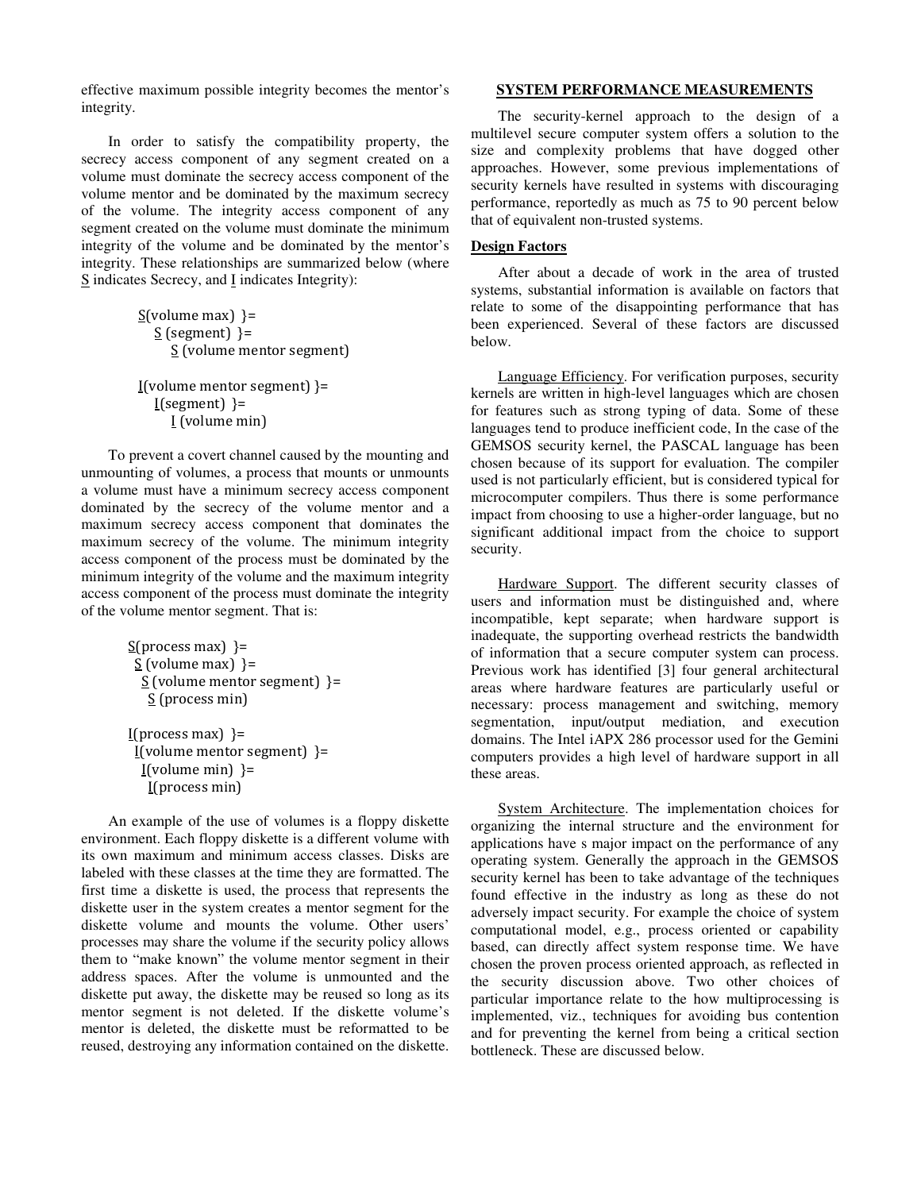effective maximum possible integrity becomes the mentor's integrity.

In order to satisfy the compatibility property, the secrecy access component of any segment created on a volume must dominate the secrecy access component of the volume mentor and be dominated by the maximum secrecy of the volume. The integrity access component of any segment created on the volume must dominate the minimum integrity of the volume and be dominated by the mentor's integrity. These relationships are summarized below (where S indicates Secrecy, and I indicates Integrity):

$$\underline{S}(\text{volume max}) \;\}= \;\underline{S}(\text{segment}) \;\}= \;\underline{S}(\text{volume mentor segment})$$

$$\underline{I}(\text{volume mentor segment}) \;\}= \;\underline{I}(\text{segment}) \;\}= \;\underline{I}(\text{volume min})$$

To prevent a covert channel caused by the mounting and unmounting of volumes, a process that mounts or unmounts a volume must have a minimum secrecy access component dominated by the secrecy of the volume mentor and a maximum secrecy access component that dominates the maximum secrecy of the volume. The minimum integrity access component of the process must be dominated by the minimum integrity of the volume and the maximum integrity access component of the process must dominate the integrity of the volume mentor segment. That is:

$$\underline{S}(\text{process max}) \;\}= \;\underline{S}(\text{volume max}) \;\}= \;\underline{S}(\text{volume mentor segment}) \;\}= \;\underline{S}(\text{process min})$$

$$\underline{I}(\text{process max}) \;\}= \;\underline{I}(\text{volume mentor segment}) \;\}= \;\underline{I}(\text{volume min}) \;\}= \;\underline{I}(\text{process min})$$

An example of the use of volumes is a floppy diskette environment. Each floppy diskette is a different volume with its own maximum and minimum access classes. Disks are labeled with these classes at the time they are formatted. The first time a diskette is used, the process that represents the diskette user in the system creates a mentor segment for the diskette volume and mounts the volume. Other users' processes may share the volume if the security policy allows them to "make known" the volume mentor segment in their address spaces. After the volume is unmounted and the diskette put away, the diskette may be reused so long as its mentor segment is not deleted. If the diskette volume's mentor is deleted, the diskette must be reformatted to be reused, destroying any information contained on the diskette.

## SYSTEM PERFORMANCE MEASUREMENTS

The security-kernel approach to the design of a multilevel secure computer system offers a solution to the size and complexity problems that have dogged other approaches. However, some previous implementations of security kernels have resulted in systems with discouraging performance, reportedly as much as 75 to 90 percent below that of equivalent non-trusted systems.

### Design Factors

After about a decade of work in the area of trusted systems, substantial information is available on factors that relate to some of the disappointing performance that has been experienced. Several of these factors are discussed below.

Language Efficiency. For verification purposes, security kernels are written in high-level languages which are chosen for features such as strong typing of data. Some of these languages tend to produce inefficient code, In the case of the GEMSOS security kernel, the PASCAL language has been chosen because of its support for evaluation. The compiler used is not particularly efficient, but is considered typical for microcomputer compilers. Thus there is some performance impact from choosing to use a higher-order language, but no significant additional impact from the choice to support security.

Hardware Support. The different security classes of users and information must be distinguished and, where incompatible, kept separate; when hardware support is inadequate, the supporting overhead restricts the bandwidth of information that a secure computer system can process. Previous work has identified [3] four general architectural areas where hardware features are particularly useful or necessary: process management and switching, memory segmentation, input/output mediation, and execution domains. The Intel iAPX 286 processor used for the Gemini computers provides a high level of hardware support in all these areas.

System Architecture. The implementation choices for organizing the internal structure and the environment for applications have s major impact on the performance of any operating system. Generally the approach in the GEMSOS security kernel has been to take advantage of the techniques found effective in the industry as long as these do not adversely impact security. For example the choice of system computational model, e.g., process oriented or capability based, can directly affect system response time. We have chosen the proven process oriented approach, as reflected in the security discussion above. Two other choices of particular importance relate to the how multiprocessing is implemented, viz., techniques for avoiding bus contention and for preventing the kernel from being a critical section bottleneck. These are discussed below.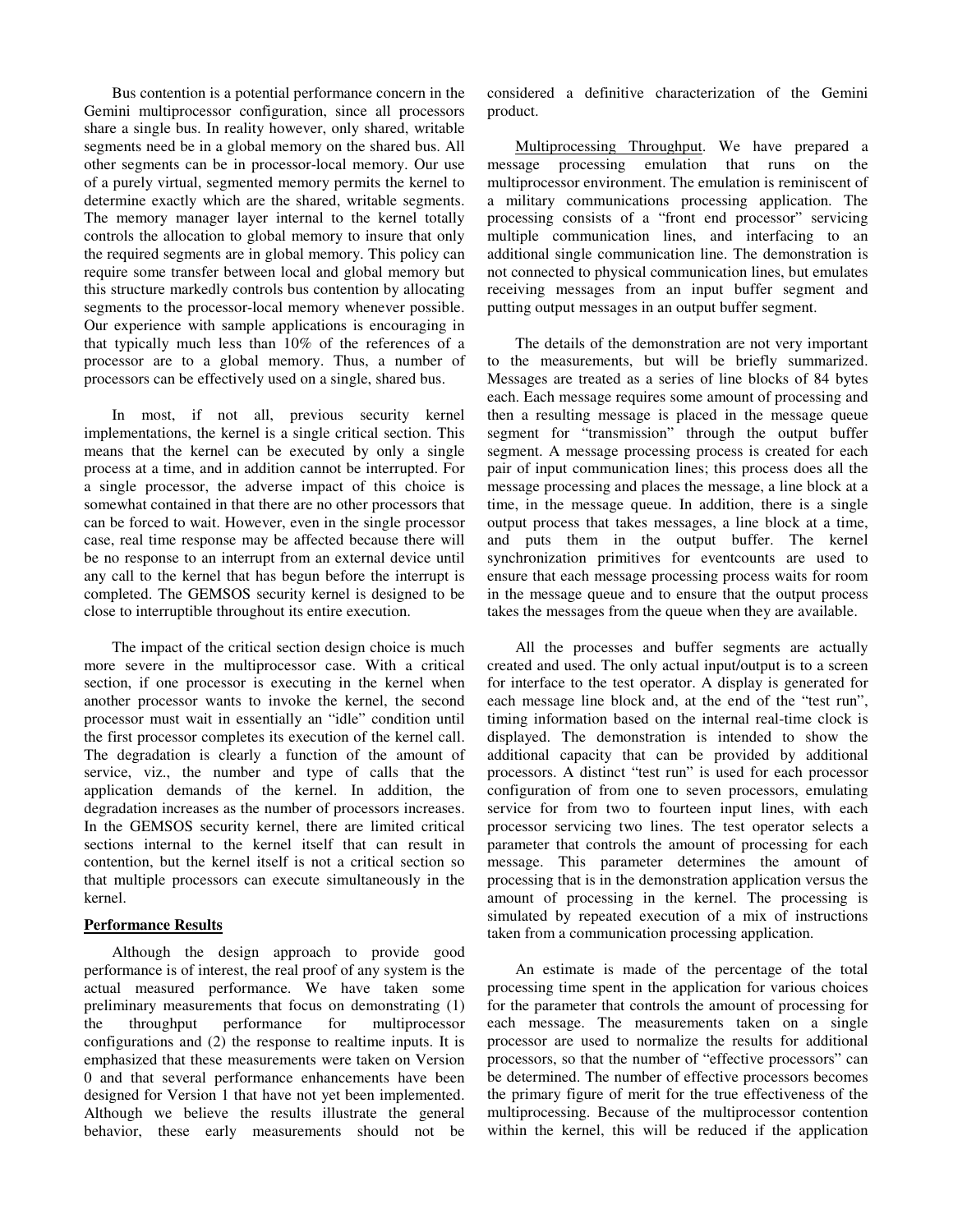Bus contention is a potential performance concern in the Gemini multiprocessor configuration, since all processors share a single bus. In reality however, only shared, writable segments need be in a global memory on the shared bus. All other segments can be in processor-local memory. Our use of a purely virtual, segmented memory permits the kernel to determine exactly which are the shared, writable segments. The memory manager layer internal to the kernel totally controls the allocation to global memory to insure that only the required segments are in global memory. This policy can require some transfer between local and global memory but this structure markedly controls bus contention by allocating segments to the processor-local memory whenever possible. Our experience with sample applications is encouraging in that typically much less than 10% of the references of a processor are to a global memory. Thus, a number of processors can be effectively used on a single, shared bus.

In most, if not all, previous security kernel implementations, the kernel is a single critical section. This means that the kernel can be executed by only a single process at a time, and in addition cannot be interrupted. For a single processor, the adverse impact of this choice is somewhat contained in that there are no other processors that can be forced to wait. However, even in the single processor case, real time response may be affected because there will be no response to an interrupt from an external device until any call to the kernel that has begun before the interrupt is completed. The GEMSOS security kernel is designed to be close to interruptible throughout its entire execution.

The impact of the critical section design choice is much more severe in the multiprocessor case. With a critical section, if one processor is executing in the kernel when another processor wants to invoke the kernel, the second processor must wait in essentially an "idle" condition until the first processor completes its execution of the kernel call. The degradation is clearly a function of the amount of service, viz., the number and type of calls that the application demands of the kernel. In addition, the degradation increases as the number of processors increases. In the GEMSOS security kernel, there are limited critical sections internal to the kernel itself that can result in contention, but the kernel itself is not a critical section so that multiple processors can execute simultaneously in the kernel.

## Performance Results

Although the design approach to provide good performance is of interest, the real proof of any system is the actual measured performance. We have taken some preliminary measurements that focus on demonstrating (1) the throughput performance for multiprocessor configurations and (2) the response to realtime inputs. It is emphasized that these measurements were taken on Version 0 and that several performance enhancements have been designed for Version 1 that have not yet been implemented. Although we believe the results illustrate the general behavior, these early measurements should not be considered a definitive characterization of the Gemini product.

Multiprocessing Throughput. We have prepared a message processing emulation that runs on the multiprocessor environment. The emulation is reminiscent of a military communications processing application. The processing consists of a "front end processor" servicing multiple communication lines, and interfacing to an additional single communication line. The demonstration is not connected to physical communication lines, but emulates receiving messages from an input buffer segment and putting output messages in an output buffer segment.

The details of the demonstration are not very important to the measurements, but will be briefly summarized. Messages are treated as a series of line blocks of 84 bytes each. Each message requires some amount of processing and then a resulting message is placed in the message queue segment for "transmission" through the output buffer segment. A message processing process is created for each pair of input communication lines; this process does all the message processing and places the message, a line block at a time, in the message queue. In addition, there is a single output process that takes messages, a line block at a time, and puts them in the output buffer. The kernel synchronization primitives for eventcounts are used to ensure that each message processing process waits for room in the message queue and to ensure that the output process takes the messages from the queue when they are available.

All the processes and buffer segments are actually created and used. The only actual input/output is to a screen for interface to the test operator. A display is generated for each message line block and, at the end of the "test run", timing information based on the internal real-time clock is displayed. The demonstration is intended to show the additional capacity that can be provided by additional processors. A distinct "test run" is used for each processor configuration of from one to seven processors, emulating service for from two to fourteen input lines, with each processor servicing two lines. The test operator selects a parameter that controls the amount of processing for each message. This parameter determines the amount of processing that is in the demonstration application versus the amount of processing in the kernel. The processing is simulated by repeated execution of a mix of instructions taken from a communication processing application.

An estimate is made of the percentage of the total processing time spent in the application for various choices for the parameter that controls the amount of processing for each message. The measurements taken on a single processor are used to normalize the results for additional processors, so that the number of "effective processors" can be determined. The number of effective processors becomes the primary figure of merit for the true effectiveness of the multiprocessing. Because of the multiprocessor contention within the kernel, this will be reduced if the application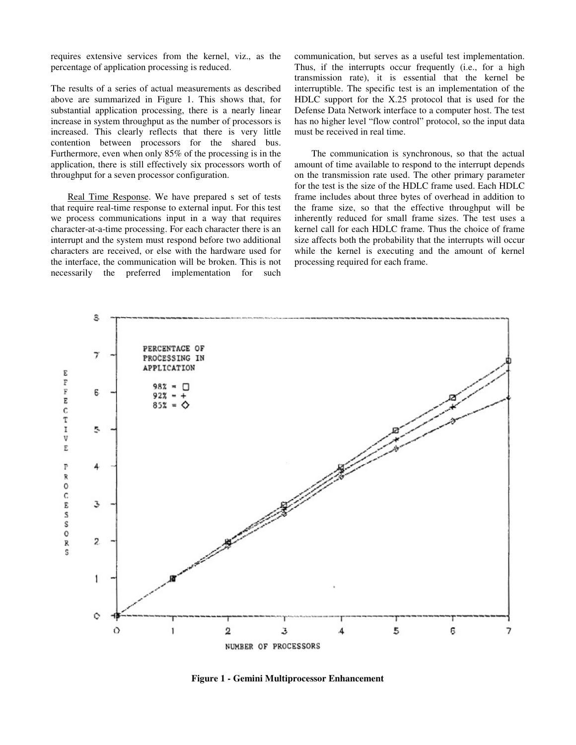requires extensive services from the kernel, viz., as the percentage of application processing is reduced.

The results of a series of actual measurements as described above are summarized in Figure 1. This shows that, for substantial application processing, there is a nearly linear increase in system throughput as the number of processors is increased. This clearly reflects that there is very little contention between processors for the shared bus. Furthermore, even when only 85% of the processing is in the application, there is still effectively six processors worth of throughput for a seven processor configuration.

Real Time Response. We have prepared s set of tests that require real-time response to external input. For this test we process communications input in a way that requires character-at-a-time processing. For each character there is an interrupt and the system must respond before two additional characters are received, or else with the hardware used for the interface, the communication will be broken. This is not necessarily the preferred implementation for such communication, but serves as a useful test implementation. Thus, if the interrupts occur frequently (i.e., for a high transmission rate), it is essential that the kernel be interruptible. The specific test is an implementation of the HDLC support for the X.25 protocol that is used for the Defense Data Network interface to a computer host. The test has no higher level "flow control" protocol, so the input data must be received in real time.

The communication is synchronous, so that the actual amount of time available to respond to the interrupt depends on the transmission rate used. The other primary parameter for the test is the size of the HDLC frame used. Each HDLC frame includes about three bytes of overhead in addition to the frame size, so that the effective throughput will be inherently reduced for small frame sizes. The test uses a kernel call for each HDLC frame. Thus the choice of frame size affects both the probability that the interrupts will occur while the kernel is executing and the amount of kernel processing required for each frame.

**Figure 1 - Gemini Multiprocessor Enhancement**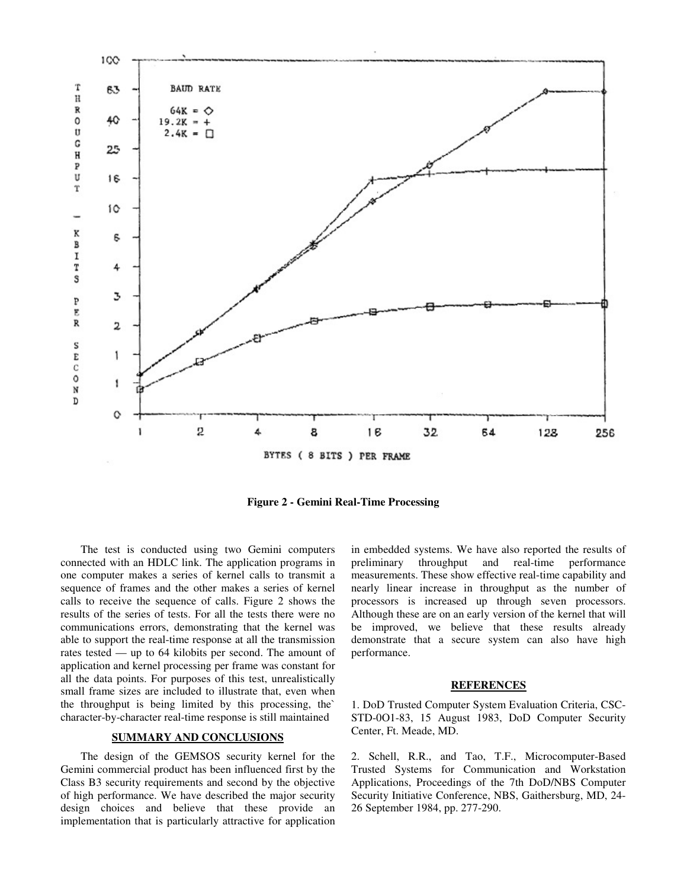**Figure 2 - Gemini Real-Time Processing**

The test is conducted using two Gemini computers connected with an HDLC link. The application programs in one computer makes a series of kernel calls to transmit a sequence of frames and the other makes a series of kernel calls to receive the sequence of calls. Figure 2 shows the results of the series of tests. For all the tests there were no communications errors, demonstrating that the kernel was able to support the real-time response at all the transmission rates tested — up to 64 kilobits per second. The amount of application and kernel processing per frame was constant for all the data points. For purposes of this test, unrealistically small frame sizes are included to illustrate that, even when the throughput is being limited by this processing, the` character-by-character real-time response is still maintained

## SUMMARY AND CONCLUSIONS

The design of the GEMSOS security kernel for the Gemini commercial product has been influenced first by the Class B3 security requirements and second by the objective of high performance. We have described the major security design choices and believe that these provide an implementation that is particularly attractive for application in embedded systems. We have also reported the results of preliminary throughput and real-time performance measurements. These show effective real-time capability and nearly linear increase in throughput as the number of processors is increased up through seven processors. Although these are on an early version of the kernel that will be improved, we believe that these results already demonstrate that a secure system can also have high performance.

## REFERENCES

1. DoD Trusted Computer System Evaluation Criteria, CSC-STD-0O1-83, 15 August 1983, DoD Computer Security Center, Ft. Meade, MD.

2. Schell, R.R., and Tao, T.F., Microcomputer-Based Trusted Systems for Communication and Workstation Applications, Proceedings of the 7th DoD/NBS Computer Security Initiative Conference, NBS, Gaithersburg, MD, 24-26 September 1984, pp. 277-290.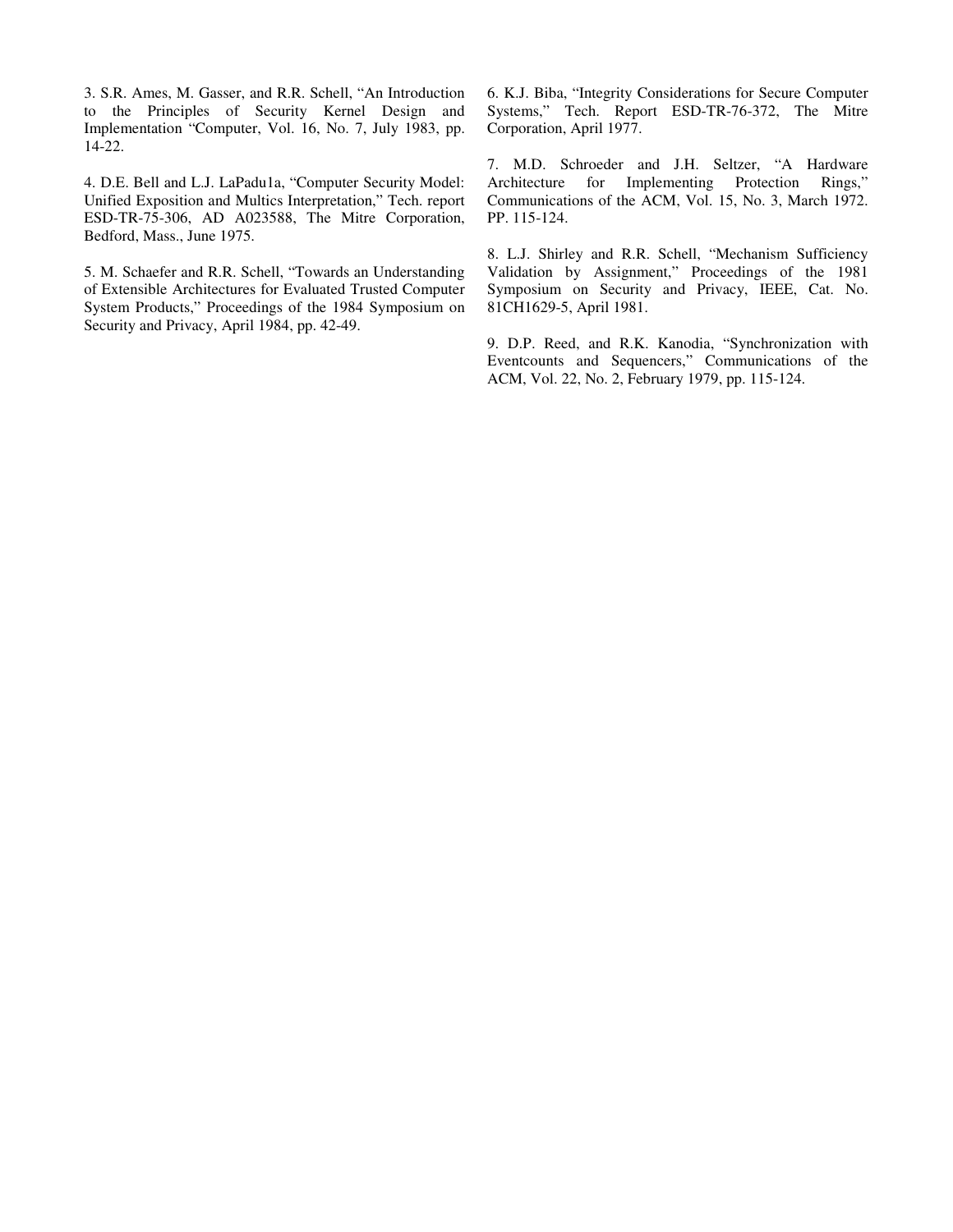3. S.R. Ames, M. Gasser, and R.R. Schell, "An Introduction to the Principles of Security Kernel Design and Implementation "Computer, Vol. 16, No. 7, July 1983, pp. 14-22.

4. D.E. Bell and L.J. LaPadu1a, "Computer Security Model: Unified Exposition and Multics Interpretation," Tech. report ESD-TR-75-306, AD A023588, The Mitre Corporation, Bedford, Mass., June 1975.

5. M. Schaefer and R.R. Schell, "Towards an Understanding of Extensible Architectures for Evaluated Trusted Computer System Products," Proceedings of the 1984 Symposium on Security and Privacy, April 1984, pp. 42-49.

6. K.J. Biba, "Integrity Considerations for Secure Computer Systems," Tech. Report ESD-TR-76-372, The Mitre Corporation, April 1977.

7. M.D. Schroeder and J.H. Seltzer, "A Hardware Architecture for Implementing Protection Rings," Communications of the ACM, Vol. 15, No. 3, March 1972. PP. 115-124.

8. L.J. Shirley and R.R. Schell, "Mechanism Sufficiency Validation by Assignment," Proceedings of the 1981 Symposium on Security and Privacy, IEEE, Cat. No. 81CH1629-5, April 1981.

9. D.P. Reed, and R.K. Kanodia, "Synchronization with Eventcounts and Sequencers," Communications of the ACM, Vol. 22, No. 2, February 1979, pp. 115-124.